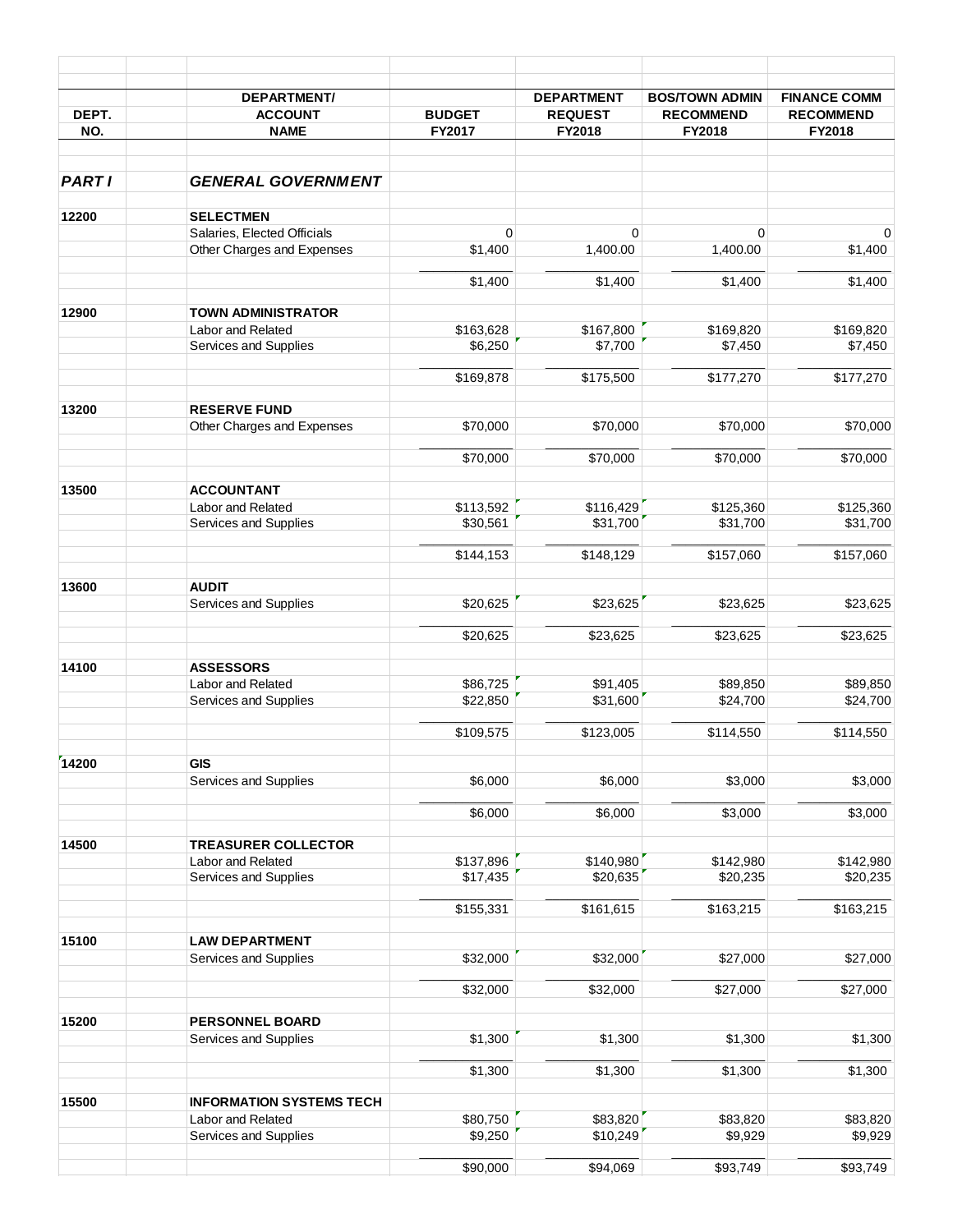| DEPT. NO. | | DEPARTMENT/ ACCOUNT NAME | BUDGET FY2017 | DEPARTMENT REQUEST FY2018 | BOS/TOWN ADMIN RECOMMEND FY2018 | FINANCE COMM RECOMMEND FY2018 |
|---|---|---|---|---|---|---|
| ***PART I*** | | ***GENERAL GOVERNMENT*** | | | | |
| **12200** | | **SELECTMEN** | | | | |
| | | Salaries, Elected Officials | 0 | 0 | 0 | 0 |
| | | Other Charges and Expenses | $1,400 | 1,400.00 | 1,400.00 | $1,400 |
| | | | $1,400 | $1,400 | $1,400 | $1,400 |
| **12900** | | **TOWN ADMINISTRATOR** | | | | |
| | | Labor and Related | $163,628 | $167,800 | $169,820 | $169,820 |
| | | Services and Supplies | $6,250 | $7,700 | $7,450 | $7,450 |
| | | | $169,878 | $175,500 | $177,270 | $177,270 |
| **13200** | | **RESERVE FUND** | | | | |
| | | Other Charges and Expenses | $70,000 | $70,000 | $70,000 | $70,000 |
| | | | $70,000 | $70,000 | $70,000 | $70,000 |
| **13500** | | **ACCOUNTANT** | | | | |
| | | Labor and Related | $113,592 | $116,429 | $125,360 | $125,360 |
| | | Services and Supplies | $30,561 | $31,700 | $31,700 | $31,700 |
| | | | $144,153 | $148,129 | $157,060 | $157,060 |
| **13600** | | **AUDIT** | | | | |
| | | Services and Supplies | $20,625 | $23,625 | $23,625 | $23,625 |
| | | | $20,625 | $23,625 | $23,625 | $23,625 |
| **14100** | | **ASSESSORS** | | | | |
| | | Labor and Related | $86,725 | $91,405 | $89,850 | $89,850 |
| | | Services and Supplies | $22,850 | $31,600 | $24,700 | $24,700 |
| | | | $109,575 | $123,005 | $114,550 | $114,550 |
| **14200** | | **GIS** | | | | |
| | | Services and Supplies | $6,000 | $6,000 | $3,000 | $3,000 |
| | | | $6,000 | $6,000 | $3,000 | $3,000 |
| **14500** | | **TREASURER COLLECTOR** | | | | |
| | | Labor and Related | $137,896 | $140,980 | $142,980 | $142,980 |
| | | Services and Supplies | $17,435 | $20,635 | $20,235 | $20,235 |
| | | | $155,331 | $161,615 | $163,215 | $163,215 |
| **15100** | | **LAW DEPARTMENT** | | | | |
| | | Services and Supplies | $32,000 | $32,000 | $27,000 | $27,000 |
| | | | $32,000 | $32,000 | $27,000 | $27,000 |
| **15200** | | **PERSONNEL BOARD** | | | | |
| | | Services and Supplies | $1,300 | $1,300 | $1,300 | $1,300 |
| | | | $1,300 | $1,300 | $1,300 | $1,300 |
| **15500** | | **INFORMATION SYSTEMS TECH** | | | | |
| | | Labor and Related | $80,750 | $83,820 | $83,820 | $83,820 |
| | | Services and Supplies | $9,250 | $10,249 | $9,929 | $9,929 |
| | | | $90,000 | $94,069 | $93,749 | $93,749 |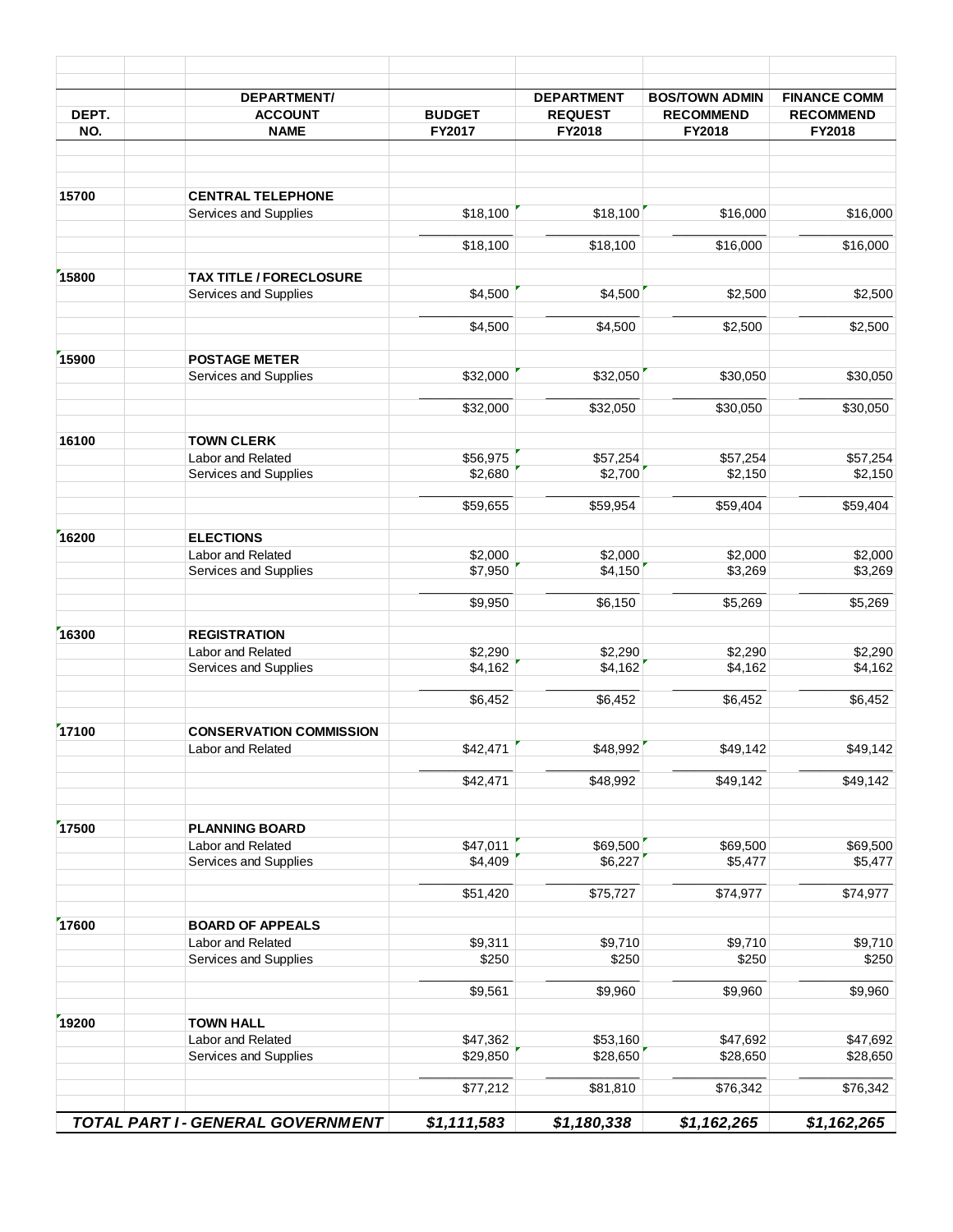| DEPT. NO. | DEPARTMENT/ ACCOUNT NAME | BUDGET FY2017 | DEPARTMENT REQUEST FY2018 | BOS/TOWN ADMIN RECOMMEND FY2018 | FINANCE COMM RECOMMEND FY2018 |
|---|---|---|---|---|---|
| 15700 | **CENTRAL TELEPHONE** | | | | |
| | Services and Supplies | $18,100 | $18,100 | $16,000 | $16,000 |
| | | $18,100 | $18,100 | $16,000 | $16,000 |
| 15800 | **TAX TITLE / FORECLOSURE** | | | | |
| | Services and Supplies | $4,500 | $4,500 | $2,500 | $2,500 |
| | | $4,500 | $4,500 | $2,500 | $2,500 |
| 15900 | **POSTAGE METER** | | | | |
| | Services and Supplies | $32,000 | $32,050 | $30,050 | $30,050 |
| | | $32,000 | $32,050 | $30,050 | $30,050 |
| 16100 | **TOWN CLERK** | | | | |
| | Labor and Related | $56,975 | $57,254 | $57,254 | $57,254 |
| | Services and Supplies | $2,680 | $2,700 | $2,150 | $2,150 |
| | | $59,655 | $59,954 | $59,404 | $59,404 |
| 16200 | **ELECTIONS** | | | | |
| | Labor and Related | $2,000 | $2,000 | $2,000 | $2,000 |
| | Services and Supplies | $7,950 | $4,150 | $3,269 | $3,269 |
| | | $9,950 | $6,150 | $5,269 | $5,269 |
| 16300 | **REGISTRATION** | | | | |
| | Labor and Related | $2,290 | $2,290 | $2,290 | $2,290 |
| | Services and Supplies | $4,162 | $4,162 | $4,162 | $4,162 |
| | | $6,452 | $6,452 | $6,452 | $6,452 |
| 17100 | **CONSERVATION COMMISSION** | | | | |
| | Labor and Related | $42,471 | $48,992 | $49,142 | $49,142 |
| | | $42,471 | $48,992 | $49,142 | $49,142 |
| 17500 | **PLANNING BOARD** | | | | |
| | Labor and Related | $47,011 | $69,500 | $69,500 | $69,500 |
| | Services and Supplies | $4,409 | $6,227 | $5,477 | $5,477 |
| | | $51,420 | $75,727 | $74,977 | $74,977 |
| 17600 | **BOARD OF APPEALS** | | | | |
| | Labor and Related | $9,311 | $9,710 | $9,710 | $9,710 |
| | Services and Supplies | $250 | $250 | $250 | $250 |
| | | $9,561 | $9,960 | $9,960 | $9,960 |
| 19200 | **TOWN HALL** | | | | |
| | Labor and Related | $47,362 | $53,160 | $47,692 | $47,692 |
| | Services and Supplies | $29,850 | $28,650 | $28,650 | $28,650 |
| | | $77,212 | $81,810 | $76,342 | $76,342 |
| | ***TOTAL PART I - GENERAL GOVERNMENT*** | ***$1,111,583*** | ***$1,180,338*** | ***$1,162,265*** | ***$1,162,265*** |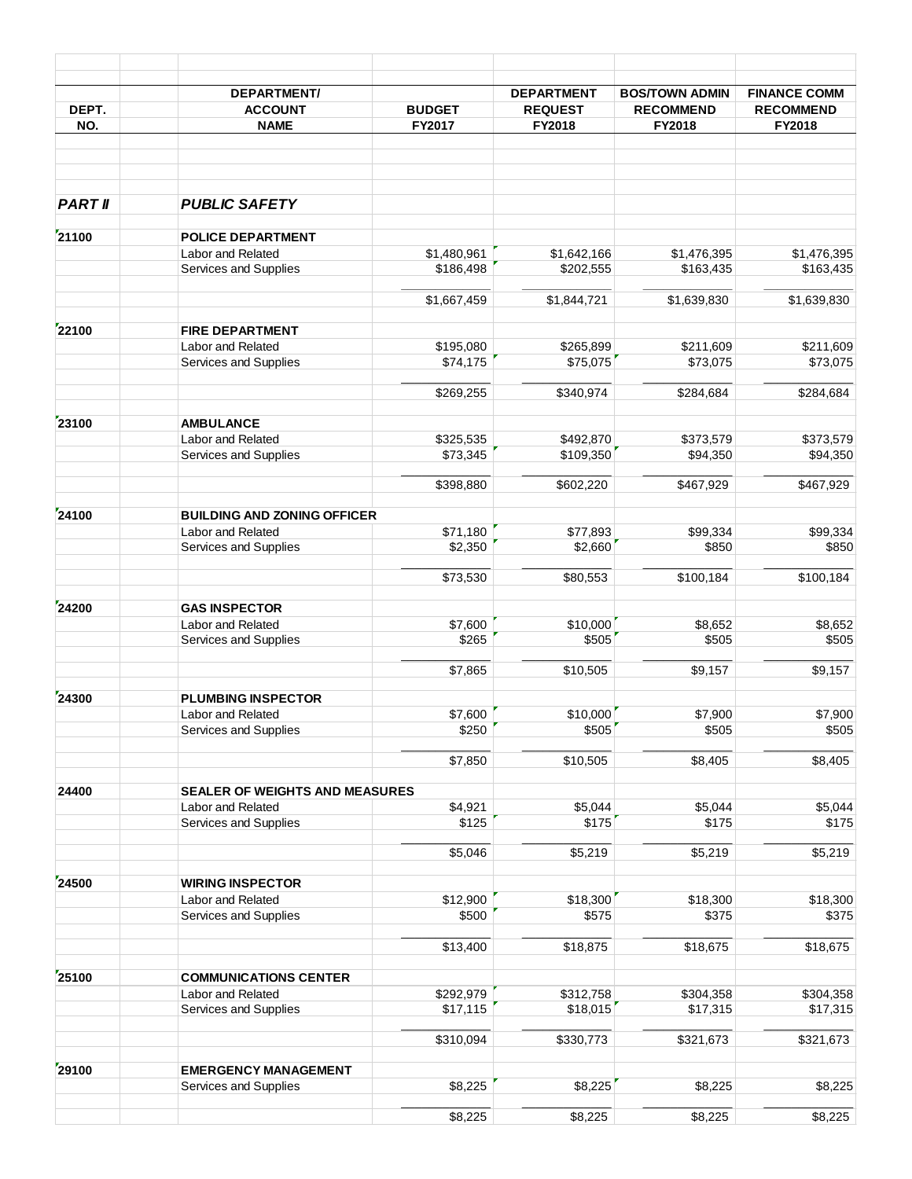| DEPT. NO. | DEPARTMENT/ ACCOUNT NAME | BUDGET FY2017 | DEPARTMENT REQUEST FY2018 | BOS/TOWN ADMIN RECOMMEND FY2018 | FINANCE COMM RECOMMEND FY2018 |
|---|---|---|---|---|---|
| ***PART II*** | ***PUBLIC SAFETY*** | | | | |
| **21100** | **POLICE DEPARTMENT** | | | | |
| | Labor and Related | $1,480,961 | $1,642,166 | $1,476,395 | $1,476,395 |
| | Services and Supplies | $186,498 | $202,555 | $163,435 | $163,435 |
| | | $1,667,459 | $1,844,721 | $1,639,830 | $1,639,830 |
| **22100** | **FIRE DEPARTMENT** | | | | |
| | Labor and Related | $195,080 | $265,899 | $211,609 | $211,609 |
| | Services and Supplies | $74,175 | $75,075 | $73,075 | $73,075 |
| | | $269,255 | $340,974 | $284,684 | $284,684 |
| **23100** | **AMBULANCE** | | | | |
| | Labor and Related | $325,535 | $492,870 | $373,579 | $373,579 |
| | Services and Supplies | $73,345 | $109,350 | $94,350 | $94,350 |
| | | $398,880 | $602,220 | $467,929 | $467,929 |
| **24100** | **BUILDING AND ZONING OFFICER** | | | | |
| | Labor and Related | $71,180 | $77,893 | $99,334 | $99,334 |
| | Services and Supplies | $2,350 | $2,660 | $850 | $850 |
| | | $73,530 | $80,553 | $100,184 | $100,184 |
| **24200** | **GAS INSPECTOR** | | | | |
| | Labor and Related | $7,600 | $10,000 | $8,652 | $8,652 |
| | Services and Supplies | $265 | $505 | $505 | $505 |
| | | $7,865 | $10,505 | $9,157 | $9,157 |
| **24300** | **PLUMBING INSPECTOR** | | | | |
| | Labor and Related | $7,600 | $10,000 | $7,900 | $7,900 |
| | Services and Supplies | $250 | $505 | $505 | $505 |
| | | $7,850 | $10,505 | $8,405 | $8,405 |
| **24400** | **SEALER OF WEIGHTS AND MEASURES** | | | | |
| | Labor and Related | $4,921 | $5,044 | $5,044 | $5,044 |
| | Services and Supplies | $125 | $175 | $175 | $175 |
| | | $5,046 | $5,219 | $5,219 | $5,219 |
| **24500** | **WIRING INSPECTOR** | | | | |
| | Labor and Related | $12,900 | $18,300 | $18,300 | $18,300 |
| | Services and Supplies | $500 | $575 | $375 | $375 |
| | | $13,400 | $18,875 | $18,675 | $18,675 |
| **25100** | **COMMUNICATIONS CENTER** | | | | |
| | Labor and Related | $292,979 | $312,758 | $304,358 | $304,358 |
| | Services and Supplies | $17,115 | $18,015 | $17,315 | $17,315 |
| | | $310,094 | $330,773 | $321,673 | $321,673 |
| **29100** | **EMERGENCY MANAGEMENT** | | | | |
| | Services and Supplies | $8,225 | $8,225 | $8,225 | $8,225 |
| | | $8,225 | $8,225 | $8,225 | $8,225 |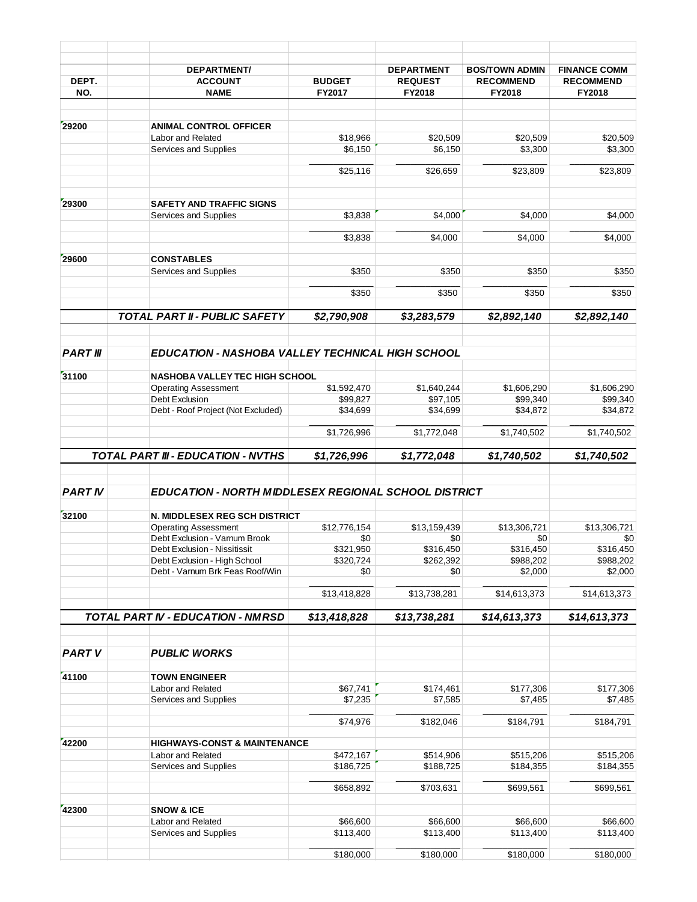| DEPT. NO. | DEPARTMENT/ ACCOUNT NAME | BUDGET FY2017 | DEPARTMENT REQUEST FY2018 | BOS/TOWN ADMIN RECOMMEND FY2018 | FINANCE COMM RECOMMEND FY2018 |
|---|---|---|---|---|---|
| 29200 | **ANIMAL CONTROL OFFICER** | | | | |
| | Labor and Related | $18,966 | $20,509 | $20,509 | $20,509 |
| | Services and Supplies | $6,150 | $6,150 | $3,300 | $3,300 |
| | | $25,116 | $26,659 | $23,809 | $23,809 |
| 29300 | **SAFETY AND TRAFFIC SIGNS** | | | | |
| | Services and Supplies | $3,838 | $4,000 | $4,000 | $4,000 |
| | | $3,838 | $4,000 | $4,000 | $4,000 |
| 29600 | **CONSTABLES** | | | | |
| | Services and Supplies | $350 | $350 | $350 | $350 |
| | | $350 | $350 | $350 | $350 |
| | ***TOTAL PART II - PUBLIC SAFETY*** | ***$2,790,908*** | ***$3,283,579*** | ***$2,892,140*** | ***$2,892,140*** |
| ***PART III*** | ***EDUCATION - NASHOBA VALLEY TECHNICAL HIGH SCHOOL*** | | | | |
| 31100 | **NASHOBA VALLEY TEC HIGH SCHOOL** | | | | |
| | Operating Assessment | $1,592,470 | $1,640,244 | $1,606,290 | $1,606,290 |
| | Debt Exclusion | $99,827 | $97,105 | $99,340 | $99,340 |
| | Debt - Roof Project (Not Excluded) | $34,699 | $34,699 | $34,872 | $34,872 |
| | | $1,726,996 | $1,772,048 | $1,740,502 | $1,740,502 |
| | ***TOTAL PART III - EDUCATION - NVTHS*** | ***$1,726,996*** | ***$1,772,048*** | ***$1,740,502*** | ***$1,740,502*** |
| ***PART IV*** | ***EDUCATION - NORTH MIDDLESEX REGIONAL SCHOOL DISTRICT*** | | | | |
| 32100 | **N. MIDDLESEX REG SCH DISTRICT** | | | | |
| | Operating Assessment | $12,776,154 | $13,159,439 | $13,306,721 | $13,306,721 |
| | Debt Exclusion - Varnum Brook | $0 | $0 | $0 | $0 |
| | Debt Exclusion - Nissitissit | $321,950 | $316,450 | $316,450 | $316,450 |
| | Debt Exclusion - High School | $320,724 | $262,392 | $988,202 | $988,202 |
| | Debt - Varnum Brk Feas Roof/Win | $0 | $0 | $2,000 | $2,000 |
| | | $13,418,828 | $13,738,281 | $14,613,373 | $14,613,373 |
| | ***TOTAL PART IV - EDUCATION - NMRSD*** | ***$13,418,828*** | ***$13,738,281*** | ***$14,613,373*** | ***$14,613,373*** |
| ***PART V*** | ***PUBLIC WORKS*** | | | | |
| 41100 | **TOWN ENGINEER** | | | | |
| | Labor and Related | $67,741 | $174,461 | $177,306 | $177,306 |
| | Services and Supplies | $7,235 | $7,585 | $7,485 | $7,485 |
| | | $74,976 | $182,046 | $184,791 | $184,791 |
| 42200 | **HIGHWAYS-CONST & MAINTENANCE** | | | | |
| | Labor and Related | $472,167 | $514,906 | $515,206 | $515,206 |
| | Services and Supplies | $186,725 | $188,725 | $184,355 | $184,355 |
| | | $658,892 | $703,631 | $699,561 | $699,561 |
| 42300 | **SNOW & ICE** | | | | |
| | Labor and Related | $66,600 | $66,600 | $66,600 | $66,600 |
| | Services and Supplies | $113,400 | $113,400 | $113,400 | $113,400 |
| | | $180,000 | $180,000 | $180,000 | $180,000 |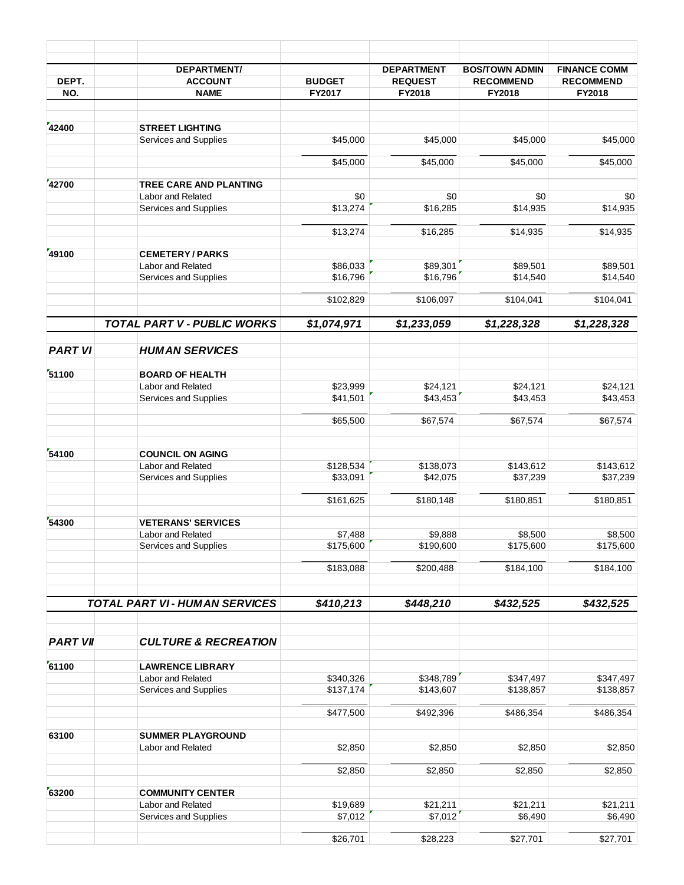| DEPT. NO. | | DEPARTMENT/ ACCOUNT NAME | BUDGET FY2017 | DEPARTMENT REQUEST FY2018 | BOS/TOWN ADMIN RECOMMEND FY2018 | FINANCE COMM RECOMMEND FY2018 |
|---|---|---|---|---|---|---|
| 42400 | | **STREET LIGHTING** | | | | |
| | | Services and Supplies | $45,000 | $45,000 | $45,000 | $45,000 |
| | | | $45,000 | $45,000 | $45,000 | $45,000 |
| 42700 | | **TREE CARE AND PLANTING** | | | | |
| | | Labor and Related | $0 | $0 | $0 | $0 |
| | | Services and Supplies | $13,274 | $16,285 | $14,935 | $14,935 |
| | | | $13,274 | $16,285 | $14,935 | $14,935 |
| 49100 | | **CEMETERY / PARKS** | | | | |
| | | Labor and Related | $86,033 | $89,301 | $89,501 | $89,501 |
| | | Services and Supplies | $16,796 | $16,796 | $14,540 | $14,540 |
| | | | $102,829 | $106,097 | $104,041 | $104,041 |
| | | ***TOTAL PART V - PUBLIC WORKS*** | ***$1,074,971*** | ***$1,233,059*** | ***$1,228,328*** | ***$1,228,328*** |
| ***PART VI*** | | ***HUMAN SERVICES*** | | | | |
| 51100 | | **BOARD OF HEALTH** | | | | |
| | | Labor and Related | $23,999 | $24,121 | $24,121 | $24,121 |
| | | Services and Supplies | $41,501 | $43,453 | $43,453 | $43,453 |
| | | | $65,500 | $67,574 | $67,574 | $67,574 |
| 54100 | | **COUNCIL ON AGING** | | | | |
| | | Labor and Related | $128,534 | $138,073 | $143,612 | $143,612 |
| | | Services and Supplies | $33,091 | $42,075 | $37,239 | $37,239 |
| | | | $161,625 | $180,148 | $180,851 | $180,851 |
| 54300 | | **VETERANS' SERVICES** | | | | |
| | | Labor and Related | $7,488 | $9,888 | $8,500 | $8,500 |
| | | Services and Supplies | $175,600 | $190,600 | $175,600 | $175,600 |
| | | | $183,088 | $200,488 | $184,100 | $184,100 |
| | | ***TOTAL PART VI - HUMAN SERVICES*** | ***$410,213*** | ***$448,210*** | ***$432,525*** | ***$432,525*** |
| ***PART VII*** | | ***CULTURE & RECREATION*** | | | | |
| 61100 | | **LAWRENCE LIBRARY** | | | | |
| | | Labor and Related | $340,326 | $348,789 | $347,497 | $347,497 |
| | | Services and Supplies | $137,174 | $143,607 | $138,857 | $138,857 |
| | | | $477,500 | $492,396 | $486,354 | $486,354 |
| 63100 | | **SUMMER PLAYGROUND** | | | | |
| | | Labor and Related | $2,850 | $2,850 | $2,850 | $2,850 |
| | | | $2,850 | $2,850 | $2,850 | $2,850 |
| 63200 | | **COMMUNITY CENTER** | | | | |
| | | Labor and Related | $19,689 | $21,211 | $21,211 | $21,211 |
| | | Services and Supplies | $7,012 | $7,012 | $6,490 | $6,490 |
| | | | $26,701 | $28,223 | $27,701 | $27,701 |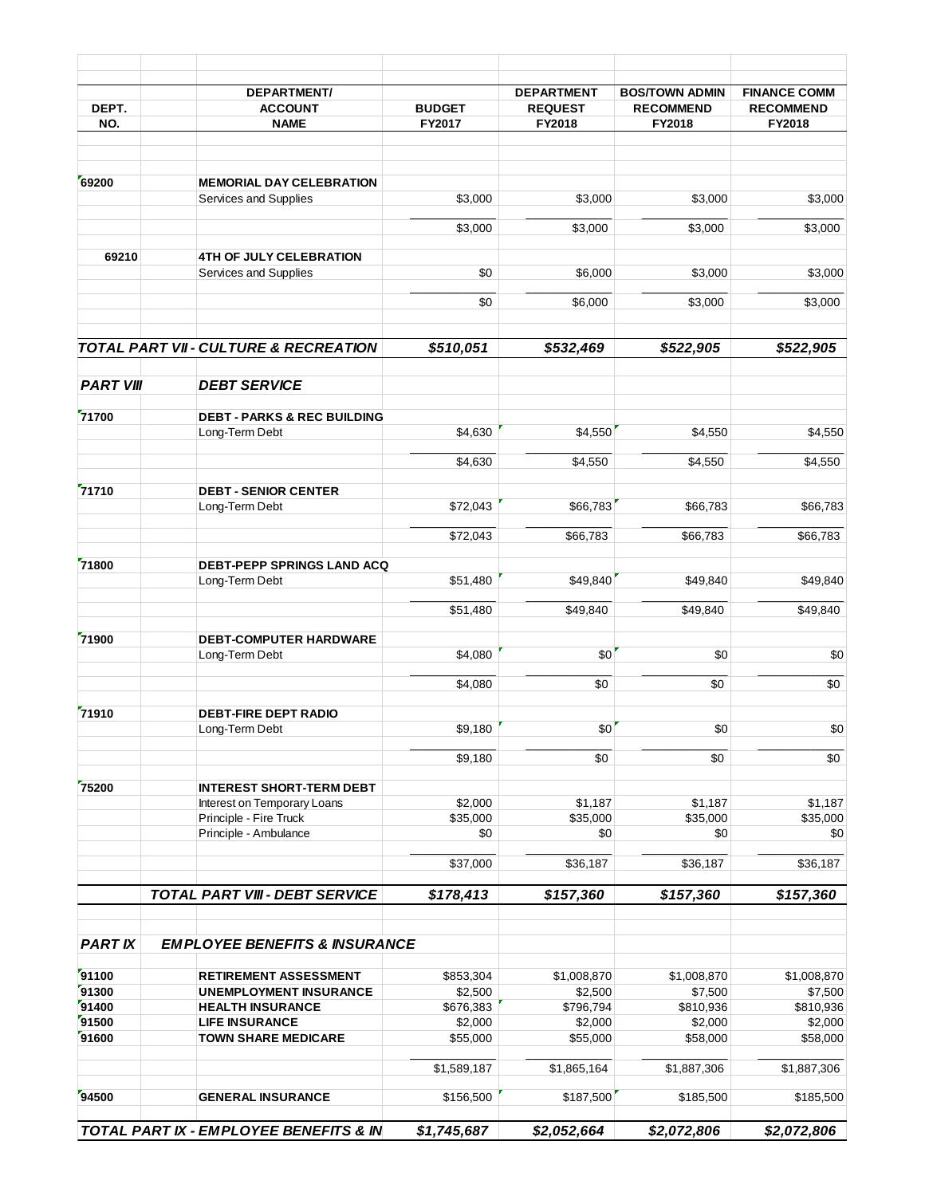| DEPT. NO. | DEPARTMENT/ ACCOUNT NAME | BUDGET FY2017 | DEPARTMENT REQUEST FY2018 | BOS/TOWN ADMIN RECOMMEND FY2018 | FINANCE COMM RECOMMEND FY2018 |
|---|---|---|---|---|---|
| 69200 | **MEMORIAL DAY CELEBRATION** | | | | |
| | Services and Supplies | $3,000 | $3,000 | $3,000 | $3,000 |
| | | $3,000 | $3,000 | $3,000 | $3,000 |
| 69210 | **4TH OF JULY CELEBRATION** | | | | |
| | Services and Supplies | $0 | $6,000 | $3,000 | $3,000 |
| | | $0 | $6,000 | $3,000 | $3,000 |
| ***TOTAL PART VII - CULTURE & RECREATION*** | | ***$510,051*** | ***$532,469*** | ***$522,905*** | ***$522,905*** |
| ***PART VIII*** | ***DEBT SERVICE*** | | | | |
| 71700 | **DEBT - PARKS & REC BUILDING** | | | | |
| | Long-Term Debt | $4,630 | $4,550 | $4,550 | $4,550 |
| | | $4,630 | $4,550 | $4,550 | $4,550 |
| 71710 | **DEBT - SENIOR CENTER** | | | | |
| | Long-Term Debt | $72,043 | $66,783 | $66,783 | $66,783 |
| | | $72,043 | $66,783 | $66,783 | $66,783 |
| 71800 | **DEBT-PEPP SPRINGS LAND ACQ** | | | | |
| | Long-Term Debt | $51,480 | $49,840 | $49,840 | $49,840 |
| | | $51,480 | $49,840 | $49,840 | $49,840 |
| 71900 | **DEBT-COMPUTER HARDWARE** | | | | |
| | Long-Term Debt | $4,080 | $0 | $0 | $0 |
| | | $4,080 | $0 | $0 | $0 |
| 71910 | **DEBT-FIRE DEPT RADIO** | | | | |
| | Long-Term Debt | $9,180 | $0 | $0 | $0 |
| | | $9,180 | $0 | $0 | $0 |
| 75200 | **INTEREST SHORT-TERM DEBT** | | | | |
| | Interest on Temporary Loans | $2,000 | $1,187 | $1,187 | $1,187 |
| | Principle - Fire Truck | $35,000 | $35,000 | $35,000 | $35,000 |
| | Principle - Ambulance | $0 | $0 | $0 | $0 |
| | | $37,000 | $36,187 | $36,187 | $36,187 |
| | ***TOTAL PART VIII - DEBT SERVICE*** | ***$178,413*** | ***$157,360*** | ***$157,360*** | ***$157,360*** |
| ***PART IX*** | ***EMPLOYEE BENEFITS & INSURANCE*** | | | | |
| 91100 | **RETIREMENT ASSESSMENT** | $853,304 | $1,008,870 | $1,008,870 | $1,008,870 |
| 91300 | **UNEMPLOYMENT INSURANCE** | $2,500 | $2,500 | $7,500 | $7,500 |
| 91400 | **HEALTH INSURANCE** | $676,383 | $796,794 | $810,936 | $810,936 |
| 91500 | **LIFE INSURANCE** | $2,000 | $2,000 | $2,000 | $2,000 |
| 91600 | **TOWN SHARE MEDICARE** | $55,000 | $55,000 | $58,000 | $58,000 |
| | | $1,589,187 | $1,865,164 | $1,887,306 | $1,887,306 |
| 94500 | **GENERAL INSURANCE** | $156,500 | $187,500 | $185,500 | $185,500 |
| ***TOTAL PART IX - EMPLOYEE BENEFITS & IN*** | | ***$1,745,687*** | ***$2,052,664*** | ***$2,072,806*** | ***$2,072,806*** |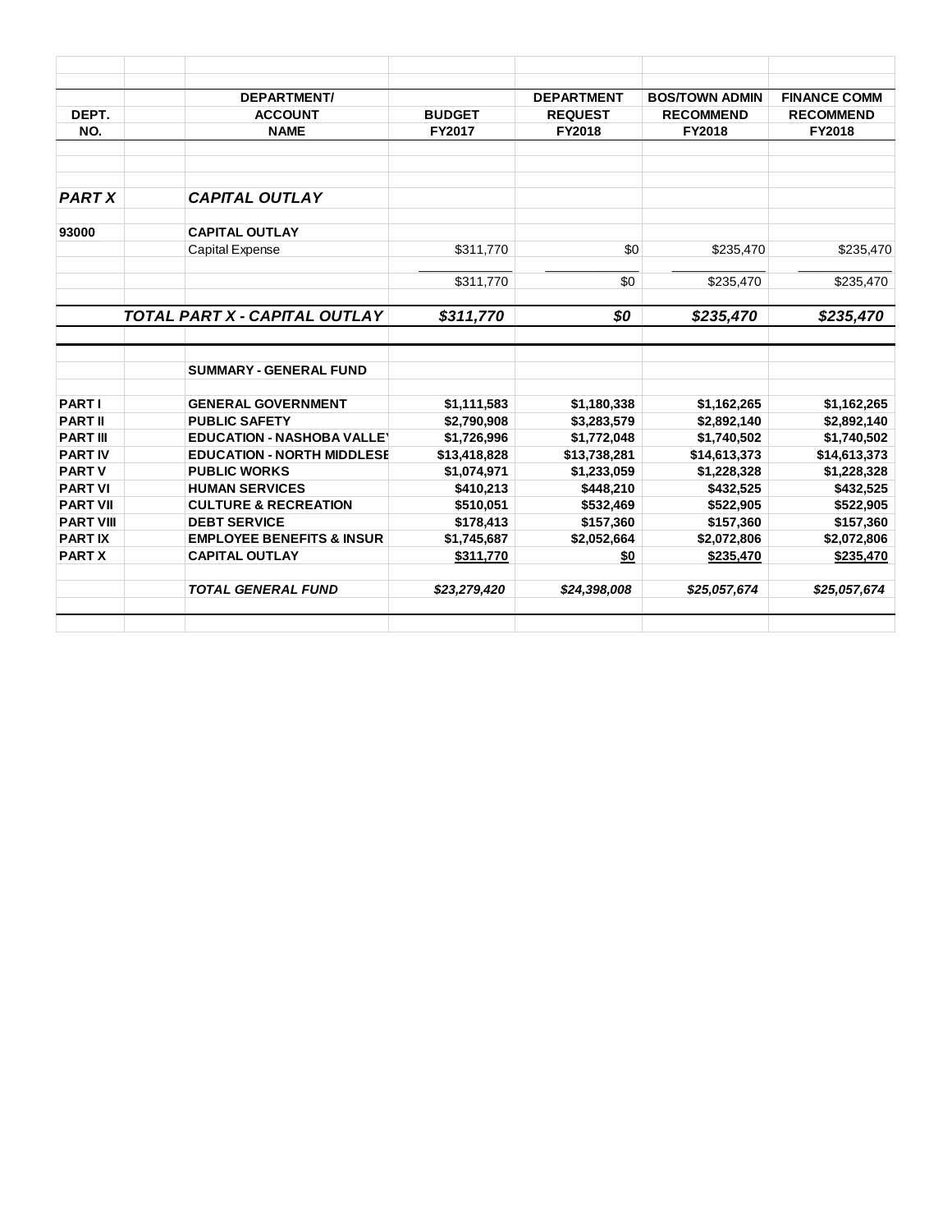| DEPT. NO. | | DEPARTMENT/ ACCOUNT NAME | BUDGET FY2017 | DEPARTMENT REQUEST FY2018 | BOS/TOWN ADMIN RECOMMEND FY2018 | FINANCE COMM RECOMMEND FY2018 |
|---|---|---|---|---|---|---|
| ***PART X*** | | ***CAPITAL OUTLAY*** | | | | |
| **93000** | | **CAPITAL OUTLAY** | | | | |
| | | Capital Expense | $311,770 | $0 | $235,470 | $235,470 |
| | | | $311,770 | $0 | $235,470 | $235,470 |
| | | ***TOTAL PART X - CAPITAL OUTLAY*** | ***$311,770*** | ***$0*** | ***$235,470*** | ***$235,470*** |
| | | **SUMMARY - GENERAL FUND** | | | | |
| **PART I** | | **GENERAL GOVERNMENT** | **$1,111,583** | **$1,180,338** | **$1,162,265** | **$1,162,265** |
| **PART II** | | **PUBLIC SAFETY** | **$2,790,908** | **$3,283,579** | **$2,892,140** | **$2,892,140** |
| **PART III** | | **EDUCATION - NASHOBA VALLE** | **$1,726,996** | **$1,772,048** | **$1,740,502** | **$1,740,502** |
| **PART IV** | | **EDUCATION - NORTH MIDDLESE** | **$13,418,828** | **$13,738,281** | **$14,613,373** | **$14,613,373** |
| **PART V** | | **PUBLIC WORKS** | **$1,074,971** | **$1,233,059** | **$1,228,328** | **$1,228,328** |
| **PART VI** | | **HUMAN SERVICES** | **$410,213** | **$448,210** | **$432,525** | **$432,525** |
| **PART VII** | | **CULTURE & RECREATION** | **$510,051** | **$532,469** | **$522,905** | **$522,905** |
| **PART VIII** | | **DEBT SERVICE** | **$178,413** | **$157,360** | **$157,360** | **$157,360** |
| **PART IX** | | **EMPLOYEE BENEFITS & INSUR** | **$1,745,687** | **$2,052,664** | **$2,072,806** | **$2,072,806** |
| **PART X** | | **CAPITAL OUTLAY** | **$311,770** | **$0** | **$235,470** | **$235,470** |
| | | ***TOTAL GENERAL FUND*** | ***$23,279,420*** | ***$24,398,008*** | ***$25,057,674*** | ***$25,057,674*** |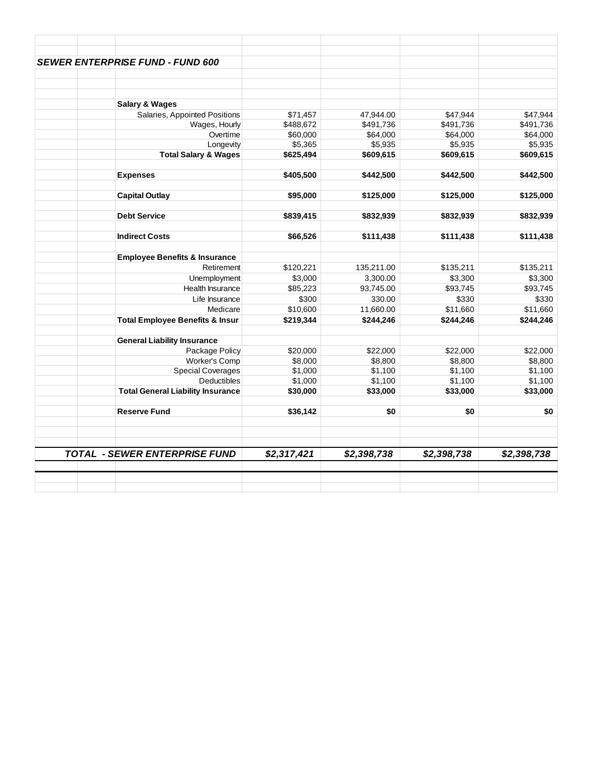## *SEWER ENTERPRISE FUND - FUND 600*

| | | | | |
|---|---|---|---|---|
| **Salary & Wages** | | | | |
| Salaries, Appointed Positions | $71,457 | 47,944.00 | $47,944 | $47,944 |
| Wages, Hourly | $488,672 | $491,736 | $491,736 | $491,736 |
| Overtime | $60,000 | $64,000 | $64,000 | $64,000 |
| Longevity | $5,365 | $5,935 | $5,935 | $5,935 |
| **Total Salary & Wages** | **$625,494** | **$609,615** | **$609,615** | **$609,615** |
| | | | | |
| **Expenses** | **$405,500** | **$442,500** | **$442,500** | **$442,500** |
| | | | | |
| **Capital Outlay** | **$95,000** | **$125,000** | **$125,000** | **$125,000** |
| | | | | |
| **Debt Service** | **$839,415** | **$832,939** | **$832,939** | **$832,939** |
| | | | | |
| **Indirect Costs** | **$66,526** | **$111,438** | **$111,438** | **$111,438** |
| | | | | |
| **Employee Benefits & Insurance** | | | | |
| Retirement | $120,221 | 135,211.00 | $135,211 | $135,211 |
| Unemployment | $3,000 | 3,300.00 | $3,300 | $3,300 |
| Health Insurance | $85,223 | 93,745.00 | $93,745 | $93,745 |
| Life Insurance | $300 | 330.00 | $330 | $330 |
| Medicare | $10,600 | 11,660.00 | $11,660 | $11,660 |
| **Total Employee Benefits & Insur** | **$219,344** | **$244,246** | **$244,246** | **$244,246** |
| | | | | |
| **General Liability Insurance** | | | | |
| Package Policy | $20,000 | $22,000 | $22,000 | $22,000 |
| Worker's Comp | $8,000 | $8,800 | $8,800 | $8,800 |
| Special Coverages | $1,000 | $1,100 | $1,100 | $1,100 |
| Deductibles | $1,000 | $1,100 | $1,100 | $1,100 |
| **Total General Liability Insurance** | **$30,000** | **$33,000** | **$33,000** | **$33,000** |
| | | | | |
| **Reserve Fund** | **$36,142** | **$0** | **$0** | **$0** |
| | | | | |
| ***TOTAL - SEWER ENTERPRISE FUND*** | ***$2,317,421*** | ***$2,398,738*** | ***$2,398,738*** | ***$2,398,738*** |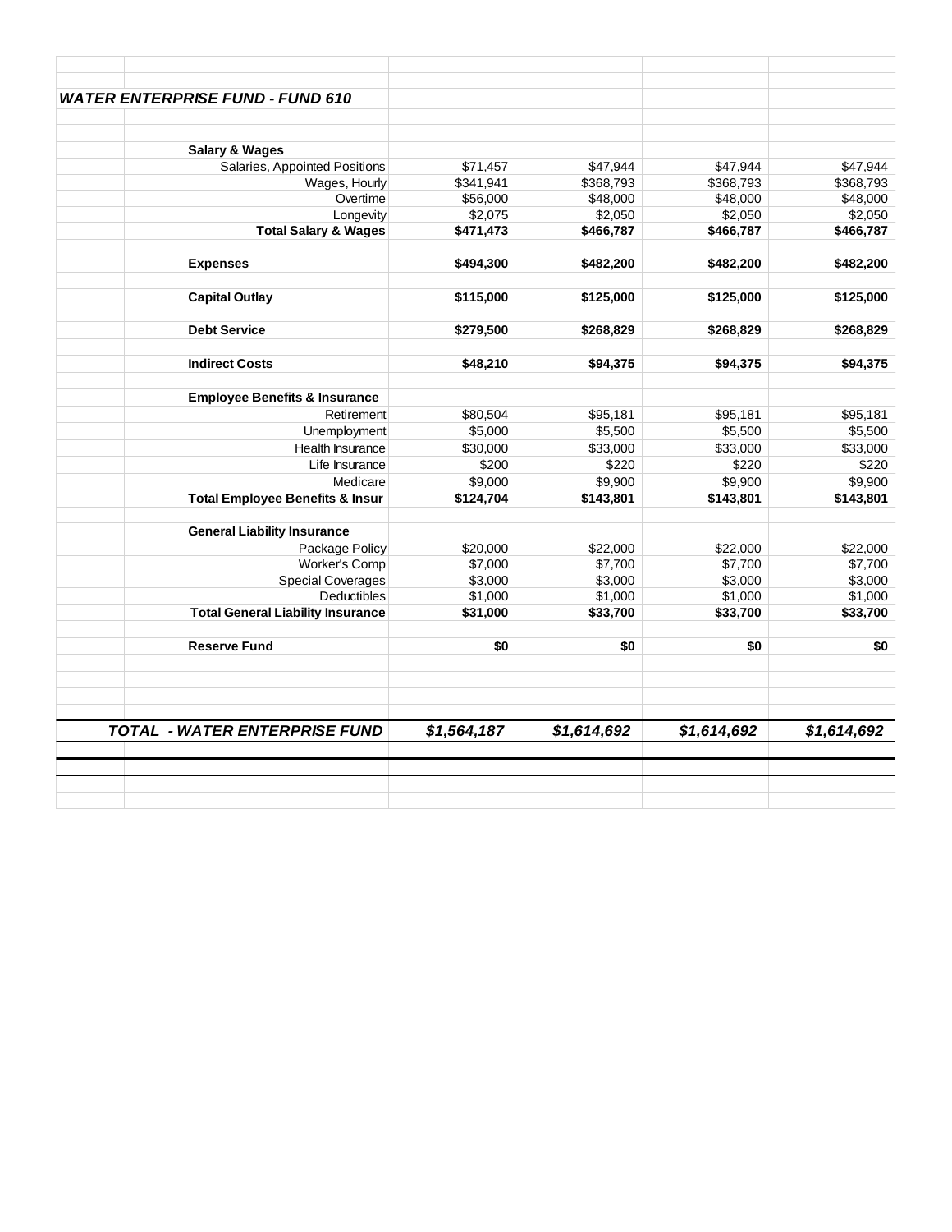## *WATER ENTERPRISE FUND - FUND 610*

| | | | | |
|---|---|---|---|---|
| **Salary & Wages** | | | | |
| Salaries, Appointed Positions | $71,457 | $47,944 | $47,944 | $47,944 |
| Wages, Hourly | $341,941 | $368,793 | $368,793 | $368,793 |
| Overtime | $56,000 | $48,000 | $48,000 | $48,000 |
| Longevity | $2,075 | $2,050 | $2,050 | $2,050 |
| **Total Salary & Wages** | **$471,473** | **$466,787** | **$466,787** | **$466,787** |
| | | | | |
| **Expenses** | **$494,300** | **$482,200** | **$482,200** | **$482,200** |
| | | | | |
| **Capital Outlay** | **$115,000** | **$125,000** | **$125,000** | **$125,000** |
| | | | | |
| **Debt Service** | **$279,500** | **$268,829** | **$268,829** | **$268,829** |
| | | | | |
| **Indirect Costs** | **$48,210** | **$94,375** | **$94,375** | **$94,375** |
| | | | | |
| **Employee Benefits & Insurance** | | | | |
| Retirement | $80,504 | $95,181 | $95,181 | $95,181 |
| Unemployment | $5,000 | $5,500 | $5,500 | $5,500 |
| Health Insurance | $30,000 | $33,000 | $33,000 | $33,000 |
| Life Insurance | $200 | $220 | $220 | $220 |
| Medicare | $9,000 | $9,900 | $9,900 | $9,900 |
| **Total Employee Benefits & Insur** | **$124,704** | **$143,801** | **$143,801** | **$143,801** |
| | | | | |
| **General Liability Insurance** | | | | |
| Package Policy | $20,000 | $22,000 | $22,000 | $22,000 |
| Worker's Comp | $7,000 | $7,700 | $7,700 | $7,700 |
| Special Coverages | $3,000 | $3,000 | $3,000 | $3,000 |
| Deductibles | $1,000 | $1,000 | $1,000 | $1,000 |
| **Total General Liability Insurance** | **$31,000** | **$33,700** | **$33,700** | **$33,700** |
| | | | | |
| **Reserve Fund** | **$0** | **$0** | **$0** | **$0** |
| | | | | |
| ***TOTAL - WATER ENTERPRISE FUND*** | ***$1,564,187*** | ***$1,614,692*** | ***$1,614,692*** | ***$1,614,692*** |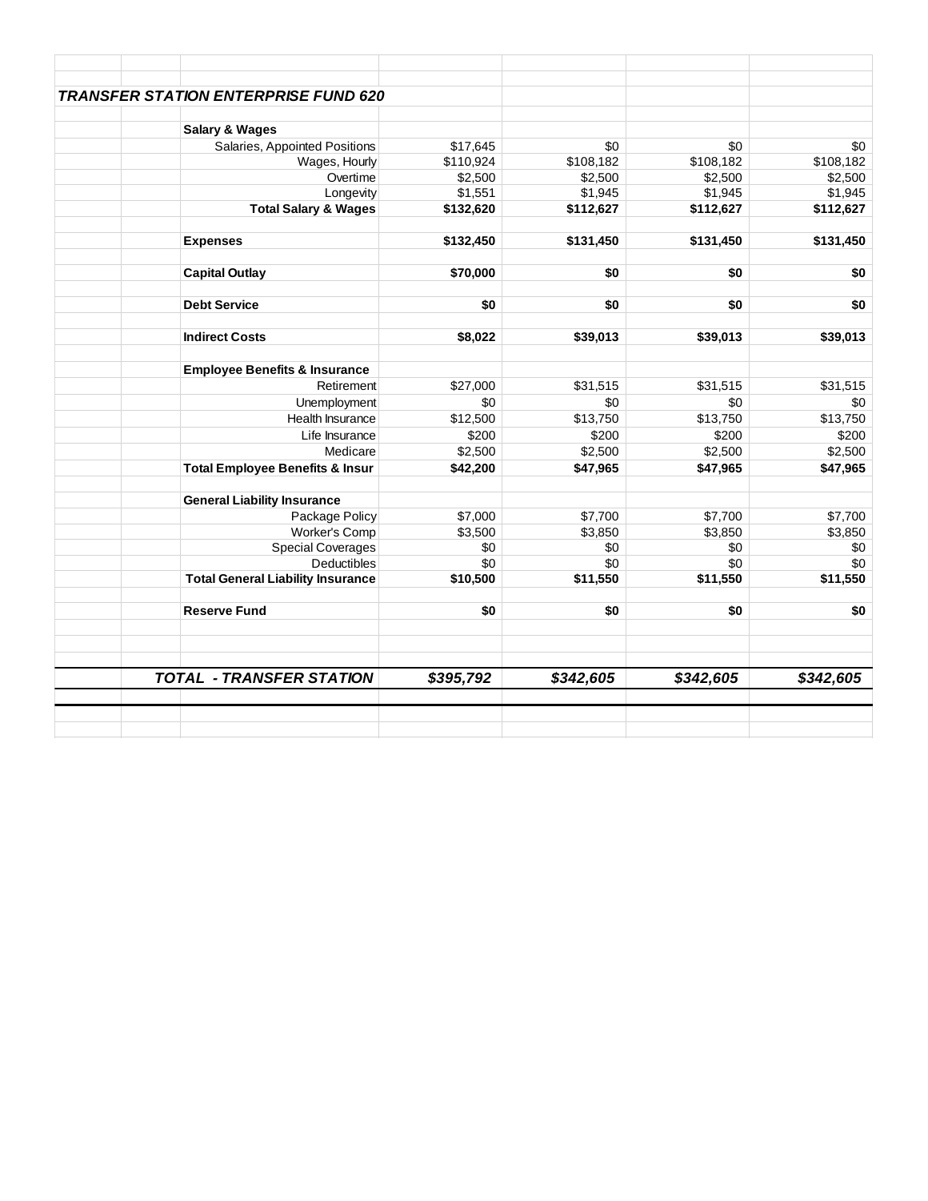| | | | | | |
|---|---|---|---|---|---|
| ***TRANSFER STATION ENTERPRISE FUND 620*** | | | | | |
| | **Salary & Wages** | | | | |
| | Salaries, Appointed Positions | $17,645 | $0 | $0 | $0 |
| | Wages, Hourly | $110,924 | $108,182 | $108,182 | $108,182 |
| | Overtime | $2,500 | $2,500 | $2,500 | $2,500 |
| | Longevity | $1,551 | $1,945 | $1,945 | $1,945 |
| | **Total Salary & Wages** | **$132,620** | **$112,627** | **$112,627** | **$112,627** |
| | **Expenses** | **$132,450** | **$131,450** | **$131,450** | **$131,450** |
| | **Capital Outlay** | **$70,000** | **$0** | **$0** | **$0** |
| | **Debt Service** | **$0** | **$0** | **$0** | **$0** |
| | **Indirect Costs** | **$8,022** | **$39,013** | **$39,013** | **$39,013** |
| | **Employee Benefits & Insurance** | | | | |
| | Retirement | $27,000 | $31,515 | $31,515 | $31,515 |
| | Unemployment | $0 | $0 | $0 | $0 |
| | Health Insurance | $12,500 | $13,750 | $13,750 | $13,750 |
| | Life Insurance | $200 | $200 | $200 | $200 |
| | Medicare | $2,500 | $2,500 | $2,500 | $2,500 |
| | **Total Employee Benefits & Insur** | **$42,200** | **$47,965** | **$47,965** | **$47,965** |
| | **General Liability Insurance** | | | | |
| | Package Policy | $7,000 | $7,700 | $7,700 | $7,700 |
| | Worker's Comp | $3,500 | $3,850 | $3,850 | $3,850 |
| | Special Coverages | $0 | $0 | $0 | $0 |
| | Deductibles | $0 | $0 | $0 | $0 |
| | **Total General Liability Insurance** | **$10,500** | **$11,550** | **$11,550** | **$11,550** |
| | **Reserve Fund** | **$0** | **$0** | **$0** | **$0** |
| | ***TOTAL - TRANSFER STATION*** | ***$395,792*** | ***$342,605*** | ***$342,605*** | ***$342,605*** |